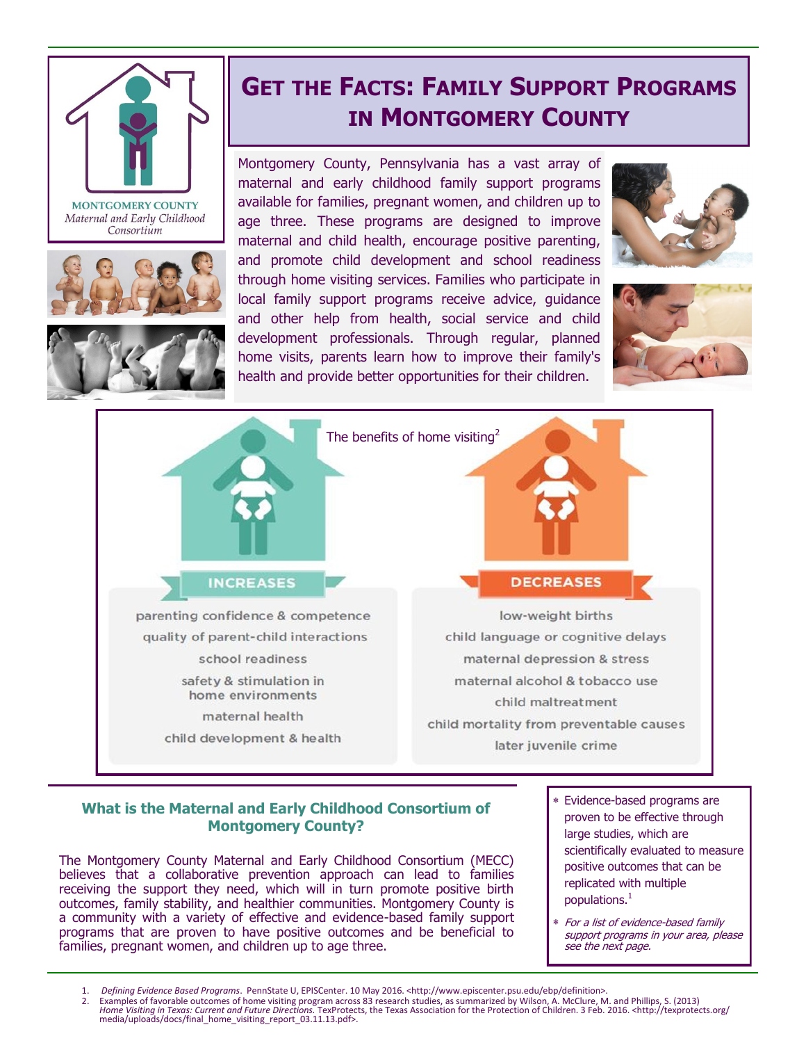MONTGOMERY COUNTY
*Maternal and Early Childhood Consortium*

# Get the Facts: Family Support Programs in Montgomery County

Montgomery County, Pennsylvania has a vast array of maternal and early childhood family support programs available for families, pregnant women, and children up to age three. These programs are designed to improve maternal and child health, encourage positive parenting, and promote child development and school readiness through home visiting services. Families who participate in local family support programs receive advice, guidance and other help from health, social service and child development professionals. Through regular, planned home visits, parents learn how to improve their family's health and provide better opportunities for their children.

## The benefits of home visiting[2]

| INCREASES | DECREASES |
|---|---|
| parenting confidence & competence | low-weight births |
| quality of parent-child interactions | child language or cognitive delays |
| school readiness | maternal depression & stress |
| safety & stimulation in home environments | maternal alcohol & tobacco use |
| maternal health | child maltreatment |
| child development & health | child mortality from preventable causes |
| | later juvenile crime |

## What is the Maternal and Early Childhood Consortium of Montgomery County?

The Montgomery County Maternal and Early Childhood Consortium (MECC) believes that a collaborative prevention approach can lead to families receiving the support they need, which will in turn promote positive birth outcomes, family stability, and healthier communities. Montgomery County is a community with a variety of effective and evidence-based family support programs that are proven to have positive outcomes and be beneficial to families, pregnant women, and children up to age three.

- Evidence-based programs are proven to be effective through large studies, which are scientifically evaluated to measure positive outcomes that can be replicated with multiple populations.[1]
- *For a list of evidence-based family support programs in your area, please see the next page.*

1. *Defining Evidence Based Programs*. PennState U, EPISCenter. 10 May 2016. <http://www.episcenter.psu.edu/ebp/definition>.
2. Examples of favorable outcomes of home visiting program across 83 research studies, as summarized by Wilson, A. McClure, M. and Phillips, S. (2013) *Home Visiting in Texas: Current and Future Directions*. TexProtects, the Texas Association for the Protection of Children. 3 Feb. 2016. <http://texprotects.org/media/uploads/docs/final_home_visiting_report_03.11.13.pdf>.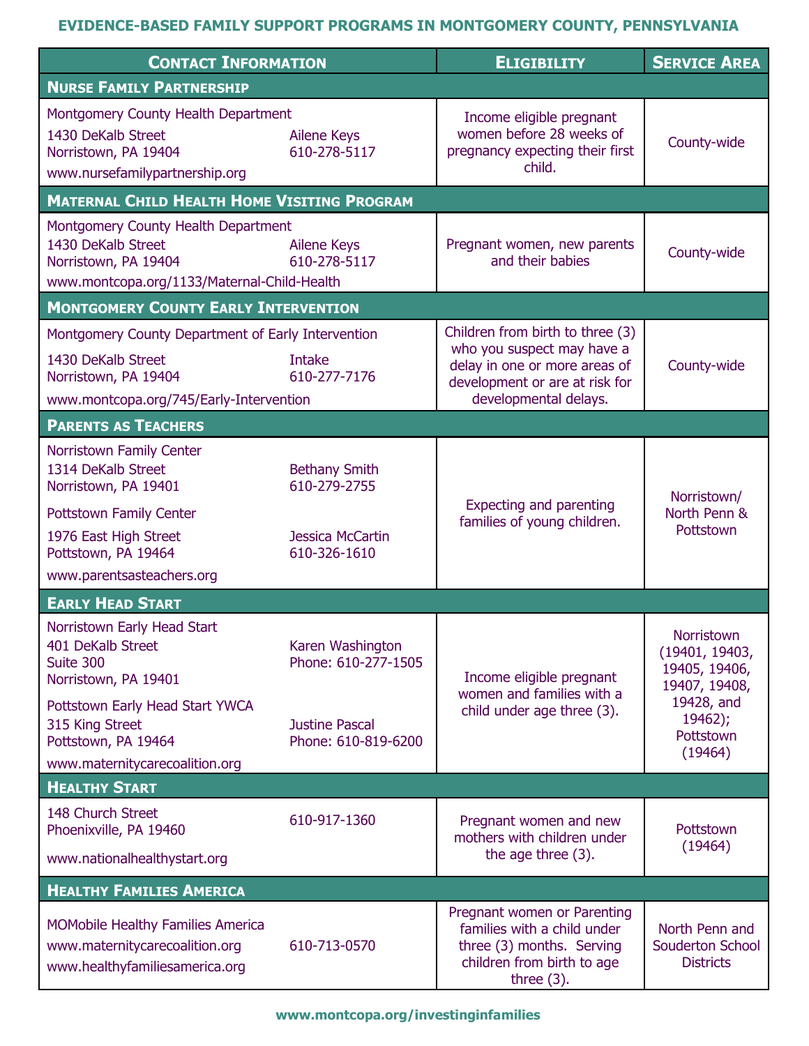# EVIDENCE-BASED FAMILY SUPPORT PROGRAMS IN MONTGOMERY COUNTY, PENNSYLVANIA

| Contact Information | | Eligibility | Service Area |
|---|---|---|---|
| **Nurse Family Partnership** | | | |
| Montgomery County Health Department<br>1430 DeKalb Street<br>Norristown, PA 19404<br>www.nursefamilypartnership.org | Ailene Keys<br>610-278-5117 | Income eligible pregnant women before 28 weeks of pregnancy expecting their first child. | County-wide |
| **Maternal Child Health Home Visiting Program** | | | |
| Montgomery County Health Department<br>1430 DeKalb Street<br>Norristown, PA 19404<br>www.montcopa.org/1133/Maternal-Child-Health | Ailene Keys<br>610-278-5117 | Pregnant women, new parents and their babies | County-wide |
| **Montgomery County Early Intervention** | | | |
| Montgomery County Department of Early Intervention<br>1430 DeKalb Street<br>Norristown, PA 19404<br>www.montcopa.org/745/Early-Intervention | Intake<br>610-277-7176 | Children from birth to three (3) who you suspect may have a delay in one or more areas of development or are at risk for developmental delays. | County-wide |
| **Parents as Teachers** | | | |
| Norristown Family Center<br>1314 DeKalb Street<br>Norristown, PA 19401<br>Pottstown Family Center<br>1976 East High Street<br>Pottstown, PA 19464<br>www.parentsasteachers.org | Bethany Smith<br>610-279-2755<br>Jessica McCartin<br>610-326-1610 | Expecting and parenting families of young children. | Norristown/ North Penn & Pottstown |
| **Early Head Start** | | | |
| Norristown Early Head Start<br>401 DeKalb Street<br>Suite 300<br>Norristown, PA 19401<br>Pottstown Early Head Start YWCA<br>315 King Street<br>Pottstown, PA 19464<br>www.maternitycarecoalition.org | Karen Washington<br>Phone: 610-277-1505<br>Justine Pascal<br>Phone: 610-819-6200 | Income eligible pregnant women and families with a child under age three (3). | Norristown (19401, 19403, 19405, 19406, 19407, 19408, 19428, and 19462); Pottstown (19464) |
| **Healthy Start** | | | |
| 148 Church Street<br>Phoenixville, PA 19460<br>www.nationalhealthystart.org | 610-917-1360 | Pregnant women and new mothers with children under the age three (3). | Pottstown (19464) |
| **Healthy Families America** | | | |
| MOMobile Healthy Families America<br>www.maternitycarecoalition.org<br>www.healthyfamiliesamerica.org | 610-713-0570 | Pregnant women or Parenting families with a child under three (3) months. Serving children from birth to age three (3). | North Penn and Souderton School Districts |

www.montcopa.org/investinginfamilies